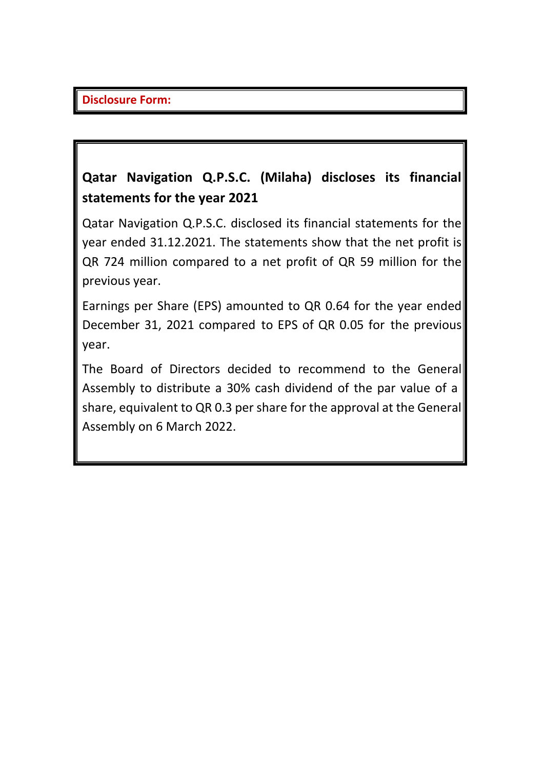**Disclosure Form:**

## Qatar Navigation Q.P.S.C. (Milaha) discloses its financial statements for the year 2021

Qatar Navigation Q.P.S.C. disclosed its financial statements for the year ended 31.12.2021. The statements show that the net profit is QR 724 million compared to a net profit of QR 59 million for the previous year.

Earnings per Share (EPS) amounted to QR 0.64 for the year ended December 31, 2021 compared to EPS of QR 0.05 for the previous year.

The Board of Directors decided to recommend to the General Assembly to distribute a 30% cash dividend of the par value of a share, equivalent to QR 0.3 per share for the approval at the General Assembly on 6 March 2022.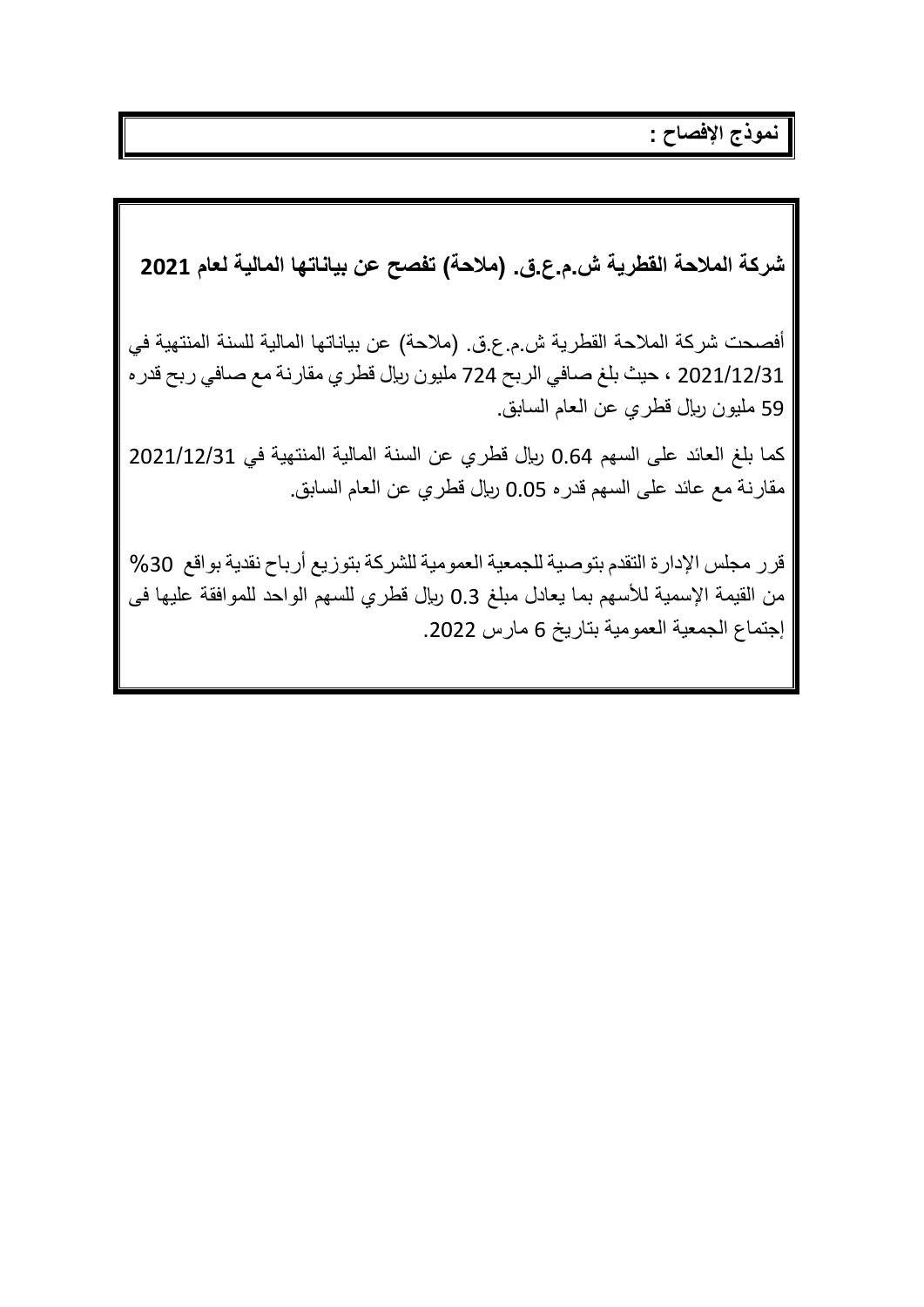**نموذج الإفصاح :**

**شركة الملاحة القطرية ش.م.ع.ق. (ملاحة) تفصح عن بياناتها المالية لعام 2021**

أفصحت شركة الملاحة القطرية ش.م.ع.ق. (ملاحة) عن بياناتها المالية للسنة المنتهية في 2021/12/31 ، حيث بلغ صافي الربح 724 مليون ريال قطري مقارنة مع صافي ربح قدره 59 مليون ريال قطري عن العام السابق.

كما بلغ العائد على السهم 0.64 ريال قطري عن السنة المالية المنتهية في 2021/12/31 مقارنة مع عائد على السهم قدره 0.05 ريال قطري عن العام السابق.

قرر مجلس الإدارة التقدم بتوصية للجمعية العمومية للشركة بتوزيع أرباح نقدية بواقع 30% من القيمة الإسمية للأسهم بما يعادل مبلغ 0.3 ريال قطري للسهم الواحد للموافقة عليها فى إجتماع الجمعية العمومية بتاريخ 6 مارس 2022.